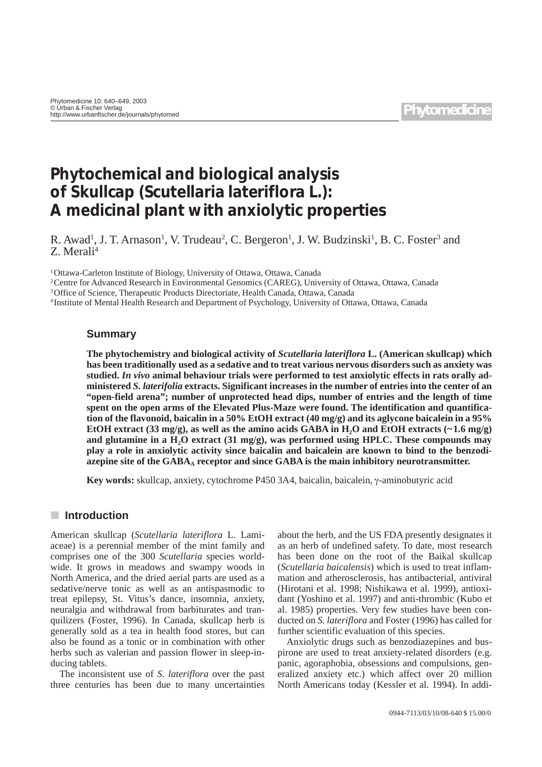# Phytochemical and biological analysis of Skullcap (*Scutellaria lateriflora* L.): A medicinal plant with anxiolytic properties

R. Awad[1], J. T. Arnason[1], V. Trudeau[2], C. Bergeron[1], J. W. Budzinski[1], B. C. Foster[3] and Z. Merali[4]

[1] Ottawa-Carleton Institute of Biology, University of Ottawa, Ottawa, Canada
[2] Centre for Advanced Research in Environmental Genomics (CAREG), University of Ottawa, Ottawa, Canada
[3] Office of Science, Therapeutic Products Directoriate, Health Canada, Ottawa, Canada
[4] Institute of Mental Health Research and Department of Psychology, University of Ottawa, Ottawa, Canada

## Summary

**The phytochemistry and biological activity of *Scutellaria lateriflora* L. (American skullcap) which has been traditionally used as a sedative and to treat various nervous disorders such as anxiety was studied. *In vivo* animal behaviour trials were performed to test anxiolytic effects in rats orally administered *S. laterifolia* extracts. Significant increases in the number of entries into the center of an "open-field arena"; number of unprotected head dips, number of entries and the length of time spent on the open arms of the Elevated Plus-Maze were found. The identification and quantification of the flavonoid, baicalin in a 50% EtOH extract (40 mg/g) and its aglycone baicalein in a 95% EtOH extract (33 mg/g), as well as the amino acids GABA in $H_2O$ and EtOH extracts (~1.6 mg/g) and glutamine in a $H_2O$ extract (31 mg/g), was performed using HPLC. These compounds may play a role in anxiolytic activity since baicalin and baicalein are known to bind to the benzodiazepine site of the $GABA_A$ receptor and since GABA is the main inhibitory neurotransmitter.**

**Key words:** skullcap, anxiety, cytochrome P450 3A4, baicalin, baicalein, γ-aminobutyric acid

## Introduction

American skullcap (*Scutellaria lateriflora* L. Lamiaceae) is a perennial member of the mint family and comprises one of the 300 *Scutellaria* species worldwide. It grows in meadows and swampy woods in North America, and the dried aerial parts are used as a sedative/nerve tonic as well as an antispasmodic to treat epilepsy, St. Vitus's dance, insomnia, anxiety, neuralgia and withdrawal from barbiturates and tranquilizers (Foster, 1996). In Canada, skullcap herb is generally sold as a tea in health food stores, but can also be found as a tonic or in combination with other herbs such as valerian and passion flower in sleep-inducing tablets.

The inconsistent use of *S. lateriflora* over the past three centuries has been due to many uncertainties about the herb, and the US FDA presently designates it as an herb of undefined safety. To date, most research has been done on the root of the Baikal skullcap (*Scutellaria baicalensis*) which is used to treat inflammation and atherosclerosis, has antibacterial, antiviral (Hirotani et al. 1998; Nishikawa et al. 1999), antioxidant (Yoshino et al. 1997) and anti-thrombic (Kubo et al. 1985) properties. Very few studies have been conducted on *S. lateriflora* and Foster (1996) has called for further scientific evaluation of this species.

Anxiolytic drugs such as benzodiazepines and buspirone are used to treat anxiety-related disorders (e.g. panic, agoraphobia, obsessions and compulsions, generalized anxiety etc.) which affect over 20 million North Americans today (Kessler et al. 1994). In addi-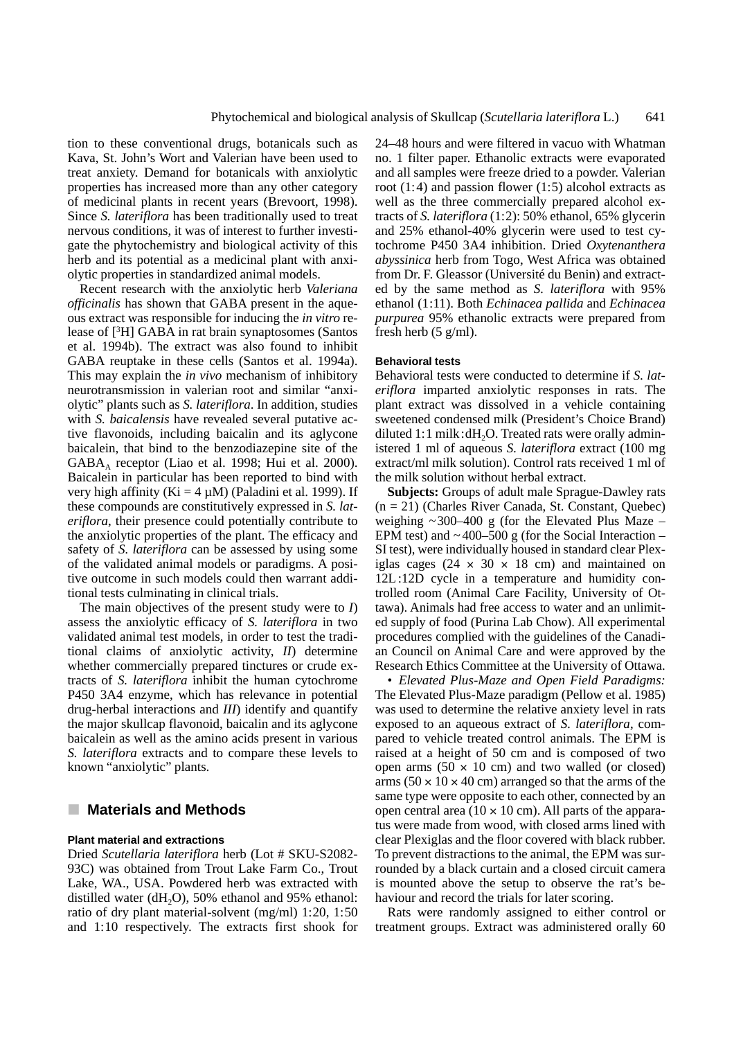tion to these conventional drugs, botanicals such as Kava, St. John's Wort and Valerian have been used to treat anxiety. Demand for botanicals with anxiolytic properties has increased more than any other category of medicinal plants in recent years (Brevoort, 1998). Since *S. lateriflora* has been traditionally used to treat nervous conditions, it was of interest to further investigate the phytochemistry and biological activity of this herb and its potential as a medicinal plant with anxiolytic properties in standardized animal models.

Recent research with the anxiolytic herb *Valeriana officinalis* has shown that GABA present in the aqueous extract was responsible for inducing the *in vitro* release of [$^3$H] GABA in rat brain synaptosomes (Santos et al. 1994b). The extract was also found to inhibit GABA reuptake in these cells (Santos et al. 1994a). This may explain the *in vivo* mechanism of inhibitory neurotransmission in valerian root and similar "anxiolytic" plants such as *S. lateriflora*. In addition, studies with *S. baicalensis* have revealed several putative active flavonoids, including baicalin and its aglycone baicalein, that bind to the benzodiazepine site of the $GABA_A$ receptor (Liao et al. 1998; Hui et al. 2000). Baicalein in particular has been reported to bind with very high affinity (Ki = 4 µM) (Paladini et al. 1999). If these compounds are constitutively expressed in *S. lateriflora*, their presence could potentially contribute to the anxiolytic properties of the plant. The efficacy and safety of *S. lateriflora* can be assessed by using some of the validated animal models or paradigms. A positive outcome in such models could then warrant additional tests culminating in clinical trials.

The main objectives of the present study were to *I*) assess the anxiolytic efficacy of *S. lateriflora* in two validated animal test models, in order to test the traditional claims of anxiolytic activity, *II*) determine whether commercially prepared tinctures or crude extracts of *S. lateriflora* inhibit the human cytochrome P450 3A4 enzyme, which has relevance in potential drug-herbal interactions and *III*) identify and quantify the major skullcap flavonoid, baicalin and its aglycone baicalein as well as the amino acids present in various *S. lateriflora* extracts and to compare these levels to known "anxiolytic" plants.

## Materials and Methods

### Plant material and extractions

Dried *Scutellaria lateriflora* herb (Lot # SKU-S2082-93C) was obtained from Trout Lake Farm Co., Trout Lake, WA., USA. Powdered herb was extracted with distilled water ($dH_2O$), 50% ethanol and 95% ethanol: ratio of dry plant material-solvent (mg/ml) 1:20, 1:50 and 1:10 respectively. The extracts first shook for 24–48 hours and were filtered in vacuo with Whatman no. 1 filter paper. Ethanolic extracts were evaporated and all samples were freeze dried to a powder. Valerian root (1:4) and passion flower (1:5) alcohol extracts as well as the three commercially prepared alcohol extracts of *S. lateriflora* (1:2): 50% ethanol, 65% glycerin and 25% ethanol-40% glycerin were used to test cytochrome P450 3A4 inhibition. Dried *Oxytenanthera abyssinica* herb from Togo, West Africa was obtained from Dr. F. Gleassor (Université du Benin) and extracted by the same method as *S. lateriflora* with 95% ethanol (1:11). Both *Echinacea pallida* and *Echinacea purpurea* 95% ethanolic extracts were prepared from fresh herb (5 g/ml).

### Behavioral tests

Behavioral tests were conducted to determine if *S. lateriflora* imparted anxiolytic responses in rats. The plant extract was dissolved in a vehicle containing sweetened condensed milk (President's Choice Brand) diluted 1:1 milk:$dH_2O$. Treated rats were orally administered 1 ml of aqueous *S. lateriflora* extract (100 mg extract/ml milk solution). Control rats received 1 ml of the milk solution without herbal extract.

**Subjects:** Groups of adult male Sprague-Dawley rats (n = 21) (Charles River Canada, St. Constant, Quebec) weighing ~300–400 g (for the Elevated Plus Maze – EPM test) and ~400–500 g (for the Social Interaction – SI test), were individually housed in standard clear Plexiglas cages (24 × 30 × 18 cm) and maintained on 12L:12D cycle in a temperature and humidity controlled room (Animal Care Facility, University of Ottawa). Animals had free access to water and an unlimited supply of food (Purina Lab Chow). All experimental procedures complied with the guidelines of the Canadian Council on Animal Care and were approved by the Research Ethics Committee at the University of Ottawa.

• *Elevated Plus-Maze and Open Field Paradigms:* The Elevated Plus-Maze paradigm (Pellow et al. 1985) was used to determine the relative anxiety level in rats exposed to an aqueous extract of *S. lateriflora*, compared to vehicle treated control animals. The EPM is raised at a height of 50 cm and is composed of two open arms (50 × 10 cm) and two walled (or closed) arms (50 × 10 × 40 cm) arranged so that the arms of the same type were opposite to each other, connected by an open central area (10 × 10 cm). All parts of the apparatus were made from wood, with closed arms lined with clear Plexiglas and the floor covered with black rubber. To prevent distractions to the animal, the EPM was surrounded by a black curtain and a closed circuit camera is mounted above the setup to observe the rat's behaviour and record the trials for later scoring.

Rats were randomly assigned to either control or treatment groups. Extract was administered orally 60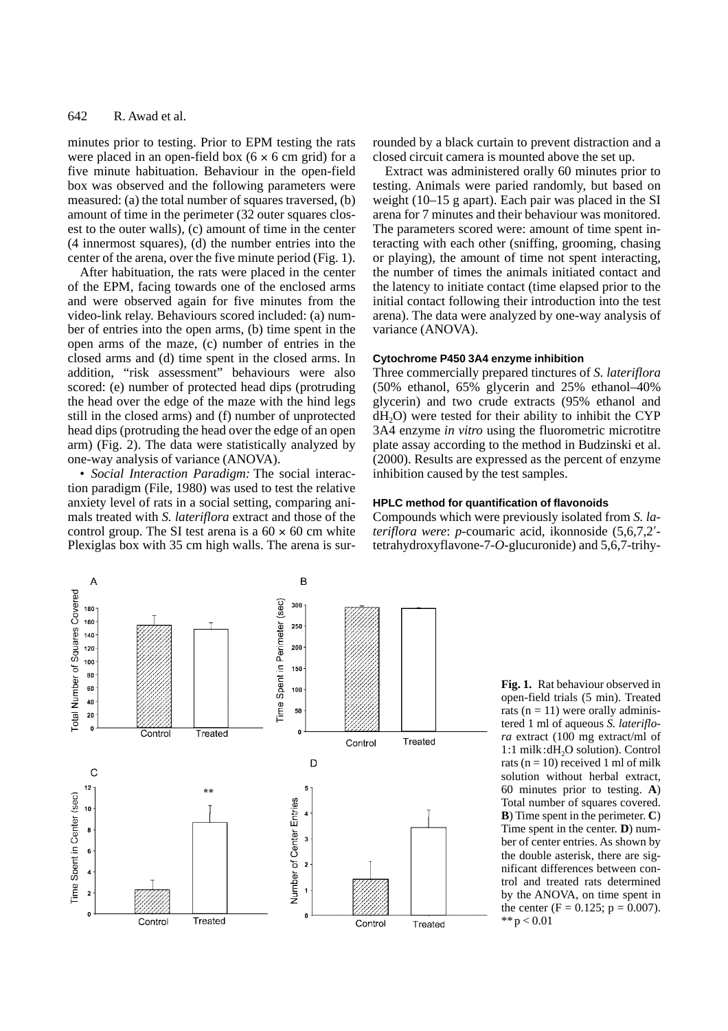minutes prior to testing. Prior to EPM testing the rats were placed in an open-field box (6 × 6 cm grid) for a five minute habituation. Behaviour in the open-field box was observed and the following parameters were measured: (a) the total number of squares traversed, (b) amount of time in the perimeter (32 outer squares closest to the outer walls), (c) amount of time in the center (4 innermost squares), (d) the number entries into the center of the arena, over the five minute period (Fig. 1).

After habituation, the rats were placed in the center of the EPM, facing towards one of the enclosed arms and were observed again for five minutes from the video-link relay. Behaviours scored included: (a) number of entries into the open arms, (b) time spent in the open arms of the maze, (c) number of entries in the closed arms and (d) time spent in the closed arms. In addition, "risk assessment" behaviours were also scored: (e) number of protected head dips (protruding the head over the edge of the maze with the hind legs still in the closed arms) and (f) number of unprotected head dips (protruding the head over the edge of an open arm) (Fig. 2). The data were statistically analyzed by one-way analysis of variance (ANOVA).

• *Social Interaction Paradigm:* The social interaction paradigm (File, 1980) was used to test the relative anxiety level of rats in a social setting, comparing animals treated with *S. lateriflora* extract and those of the control group. The SI test arena is a 60 × 60 cm white Plexiglas box with 35 cm high walls. The arena is surrounded by a black curtain to prevent distraction and a closed circuit camera is mounted above the set up.

Extract was administered orally 60 minutes prior to testing. Animals were paried randomly, but based on weight (10–15 g apart). Each pair was placed in the SI arena for 7 minutes and their behaviour was monitored. The parameters scored were: amount of time spent interacting with each other (sniffing, grooming, chasing or playing), the amount of time not spent interacting, the number of times the animals initiated contact and the latency to initiate contact (time elapsed prior to the initial contact following their introduction into the test arena). The data were analyzed by one-way analysis of variance (ANOVA).

### Cytochrome P450 3A4 enzyme inhibition

Three commercially prepared tinctures of *S. lateriflora* (50% ethanol, 65% glycerin and 25% ethanol–40% glycerin) and two crude extracts (95% ethanol and $dH_2O$) were tested for their ability to inhibit the CYP 3A4 enzyme *in vitro* using the fluorometric microtitre plate assay according to the method in Budzinski et al. (2000). Results are expressed as the percent of enzyme inhibition caused by the test samples.

### HPLC method for quantification of flavonoids

Compounds which were previously isolated from *S. lateriflora were*: *p*-coumaric acid, ikonnoside (5,6,7,2′-tetrahydroxyflavone-7-*O*-glucuronide) and 5,6,7-trihy-

**Fig. 1.** Rat behaviour observed in open-field trials (5 min). Treated rats (n = 11) were orally administered 1 ml of aqueous *S. lateriflora* extract (100 mg extract/ml of 1:1 milk:$dH_2O$ solution). Control rats (n = 10) received 1 ml of milk solution without herbal extract, 60 minutes prior to testing. **A**) Total number of squares covered. **B**) Time spent in the perimeter. **C**) Time spent in the center. **D**) number of center entries. As shown by the double asterisk, there are significant differences between control and treated rats determined by the ANOVA, on time spent in the center ($F = 0.125$; $p = 0.007$). ** $p < 0.01$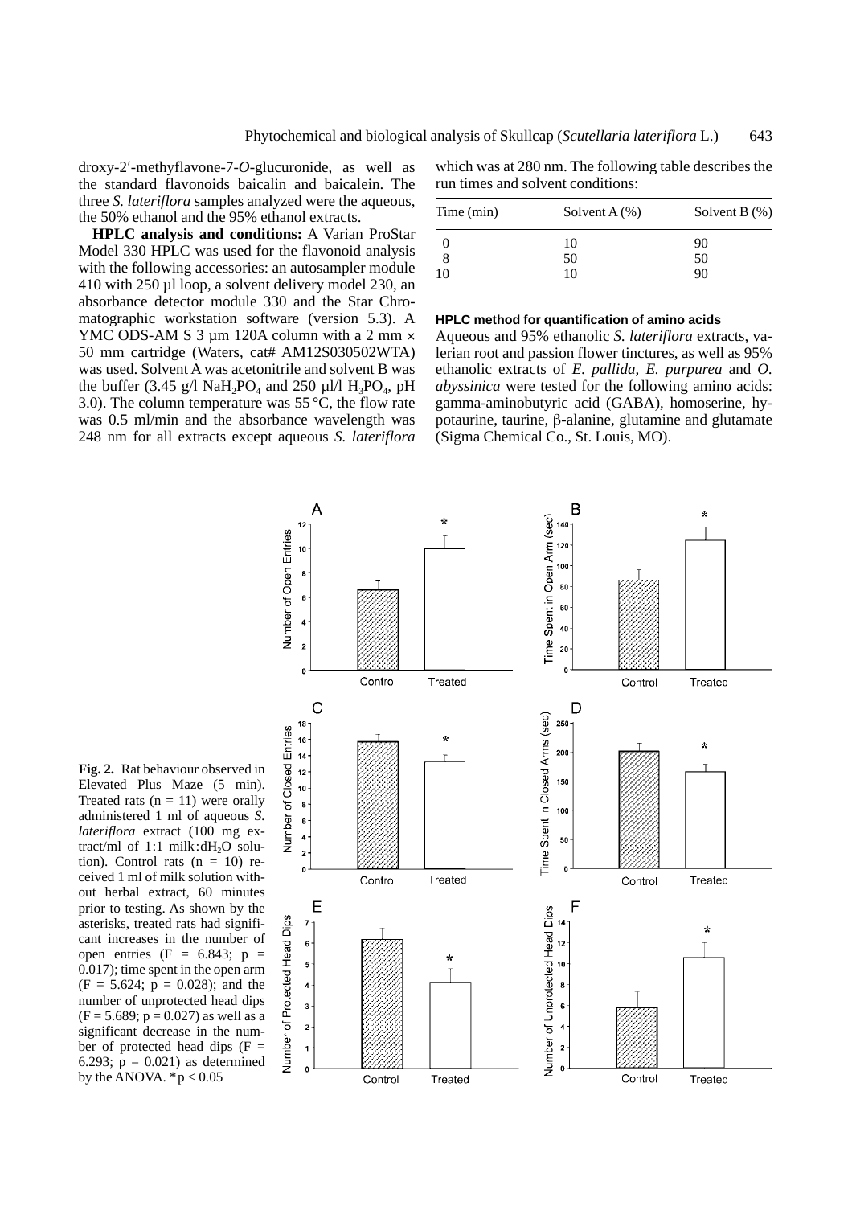droxy-2′-methylflavone-7-*O*-glucuronide, as well as the standard flavonoids baicalin and baicalein. The three *S. lateriflora* samples analyzed were the aqueous, the 50% ethanol and the 95% ethanol extracts.

**HPLC analysis and conditions:** A Varian ProStar Model 330 HPLC was used for the flavonoid analysis with the following accessories: an autosampler module 410 with 250 µl loop, a solvent delivery model 230, an absorbance detector module 330 and the Star Chromatographic workstation software (version 5.3). A YMC ODS-AM S 3 µm 120A column with a 2 mm × 50 mm cartridge (Waters, cat# AM12S030502WTA) was used. Solvent A was acetonitrile and solvent B was the buffer (3.45 g/l $NaH_2PO_4$ and 250 µl/l $H_3PO_4$, pH 3.0). The column temperature was 55 °C, the flow rate was 0.5 ml/min and the absorbance wavelength was 248 nm for all extracts except aqueous *S. lateriflora* which was at 280 nm. The following table describes the run times and solvent conditions:

| Time (min) | Solvent A (%) | Solvent B (%) |
|---|---|---|
| 0 | 10 | 90 |
| 8 | 50 | 50 |
| 10 | 10 | 90 |

### HPLC method for quantification of amino acids

Aqueous and 95% ethanolic *S. lateriflora* extracts, valerian root and passion flower tinctures, as well as 95% ethanolic extracts of *E. pallida*, *E. purpurea* and *O. abyssinica* were tested for the following amino acids: gamma-aminobutyric acid (GABA), homoserine, hypotaurine, taurine, β-alanine, glutamine and glutamate (Sigma Chemical Co., St. Louis, MO).

**Fig. 2.** Rat behaviour observed in Elevated Plus Maze (5 min). Treated rats (n = 11) were orally administered 1 ml of aqueous *S. lateriflora* extract (100 mg extract/ml of 1:1 milk:$dH_2O$ solution). Control rats (n = 10) received 1 ml of milk solution without herbal extract, 60 minutes prior to testing. As shown by the asterisks, treated rats had significant increases in the number of open entries (F = 6.843; p = 0.017); time spent in the open arm (F = 5.624; p = 0.028); and the number of unprotected head dips (F = 5.689; p = 0.027) as well as a significant decrease in the number of protected head dips (F = 6.293; p = 0.021) as determined by the ANOVA. *p < 0.05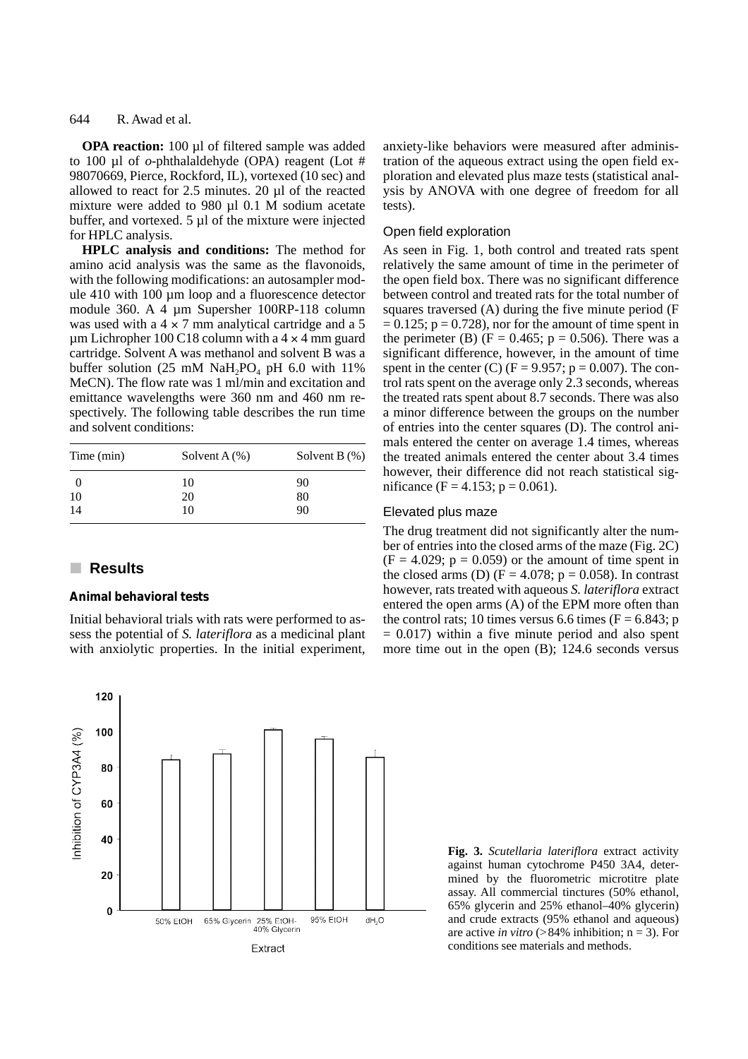**OPA reaction:** 100 µl of filtered sample was added to 100 µl of *o*-phthalaldehyde (OPA) reagent (Lot # 98070669, Pierce, Rockford, IL), vortexed (10 sec) and allowed to react for 2.5 minutes. 20 µl of the reacted mixture were added to 980 µl 0.1 M sodium acetate buffer, and vortexed. 5 µl of the mixture were injected for HPLC analysis.

**HPLC analysis and conditions:** The method for amino acid analysis was the same as the flavonoids, with the following modifications: an autosampler module 410 with 100 µm loop and a fluorescence detector module 360. A 4 µm Supersher 100RP-118 column was used with a 4 × 7 mm analytical cartridge and a 5 µm Lichropher 100 C18 column with a 4 × 4 mm guard cartridge. Solvent A was methanol and solvent B was a buffer solution (25 mM $NaH_2PO_4$ pH 6.0 with 11% MeCN). The flow rate was 1 ml/min and excitation and emittance wavelengths were 360 nm and 460 nm respectively. The following table describes the run time and solvent conditions:

| Time (min) | Solvent A (%) | Solvent B (%) |
|---|---|---|
| 0 | 10 | 90 |
| 10 | 20 | 80 |
| 14 | 10 | 90 |

## Results

### Animal behavioral tests

Initial behavioral trials with rats were performed to assess the potential of *S. lateriflora* as a medicinal plant with anxiolytic properties. In the initial experiment, anxiety-like behaviors were measured after administration of the aqueous extract using the open field exploration and elevated plus maze tests (statistical analysis by ANOVA with one degree of freedom for all tests).

#### Open field exploration

As seen in Fig. 1, both control and treated rats spent relatively the same amount of time in the perimeter of the open field box. There was no significant difference between control and treated rats for the total number of squares traversed (A) during the five minute period ($F = 0.125$; $p = 0.728$), nor for the amount of time spent in the perimeter (B) ($F = 0.465$; $p = 0.506$). There was a significant difference, however, in the amount of time spent in the center (C) ($F = 9.957$; $p = 0.007$). The control rats spent on the average only 2.3 seconds, whereas the treated rats spent about 8.7 seconds. There was also a minor difference between the groups on the number of entries into the center squares (D). The control animals entered the center on average 1.4 times, whereas the treated animals entered the center about 3.4 times however, their difference did not reach statistical significance ($F = 4.153$; $p = 0.061$).

#### Elevated plus maze

The drug treatment did not significantly alter the number of entries into the closed arms of the maze (Fig. 2C) ($F = 4.029$; $p = 0.059$) or the amount of time spent in the closed arms (D) ($F = 4.078$; $p = 0.058$). In contrast however, rats treated with aqueous *S. lateriflora* extract entered the open arms (A) of the EPM more often than the control rats; 10 times versus 6.6 times ($F = 6.843$; $p = 0.017$) within a five minute period and also spent more time out in the open (B); 124.6 seconds versus

**Fig. 3.** *Scutellaria lateriflora* extract activity against human cytochrome P450 3A4, determined by the fluorometric microtitre plate assay. All commercial tinctures (50% ethanol, 65% glycerin and 25% ethanol–40% glycerin) and crude extracts (95% ethanol and aqueous) are active *in vitro* (>84% inhibition; $n = 3$). For conditions see materials and methods.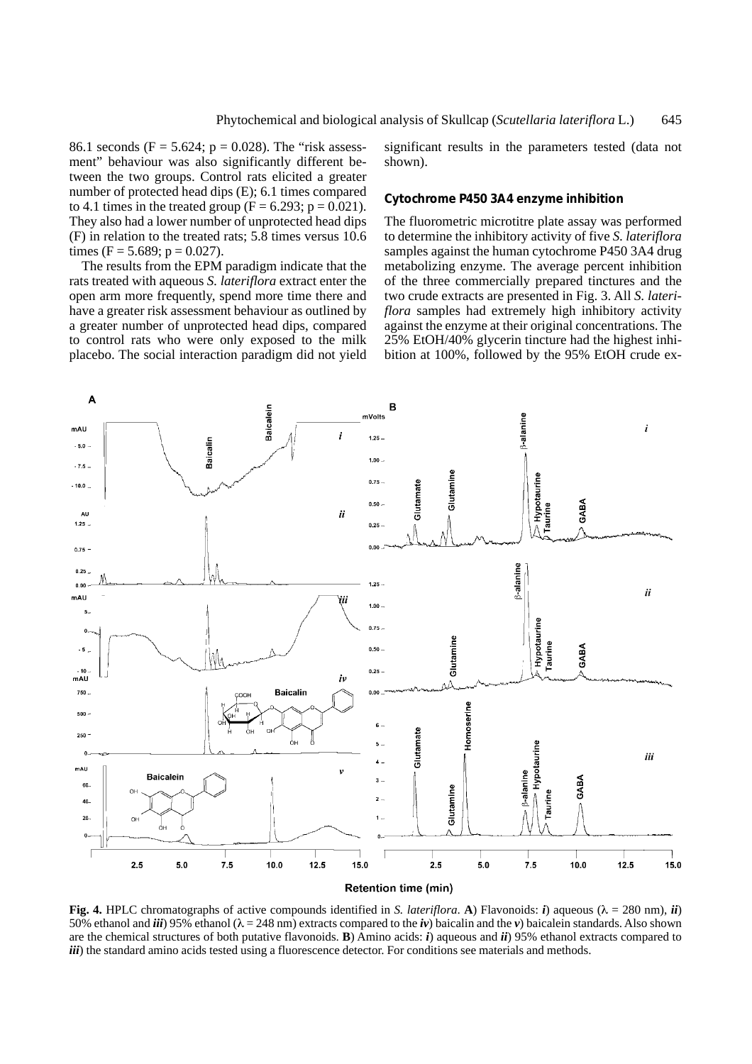86.1 seconds ($F = 5.624$; $p = 0.028$). The "risk assessment" behaviour was also significantly different between the two groups. Control rats elicited a greater number of protected head dips (E); 6.1 times compared to 4.1 times in the treated group ($F = 6.293$; $p = 0.021$). They also had a lower number of unprotected head dips (F) in relation to the treated rats; 5.8 times versus 10.6 times ($F = 5.689$; $p = 0.027$).

The results from the EPM paradigm indicate that the rats treated with aqueous *S. lateriflora* extract enter the open arm more frequently, spend more time there and have a greater risk assessment behaviour as outlined by a greater number of unprotected head dips, compared to control rats who were only exposed to the milk placebo. The social interaction paradigm did not yield significant results in the parameters tested (data not shown).

### Cytochrome P450 3A4 enzyme inhibition

The fluorometric microtitre plate assay was performed to determine the inhibitory activity of five *S. lateriflora* samples against the human cytochrome P450 3A4 drug metabolizing enzyme. The average percent inhibition of the three commercially prepared tinctures and the two crude extracts are presented in Fig. 3. All *S. lateriflora* samples had extremely high inhibitory activity against the enzyme at their original concentrations. The 25% EtOH/40% glycerin tincture had the highest inhibition at 100%, followed by the 95% EtOH crude ex-

**Fig. 4.** HPLC chromatographs of active compounds identified in *S. lateriflora*. **A**) Flavonoids: ***i***) aqueous ($\lambda = 280$ nm), ***ii***) 50% ethanol and ***iii***) 95% ethanol ($\lambda = 248$ nm) extracts compared to the ***iv***) baicalin and the ***v***) baicalein standards. Also shown are the chemical structures of both putative flavonoids. **B**) Amino acids: ***i***) aqueous and ***ii***) 95% ethanol extracts compared to ***iii***) the standard amino acids tested using a fluorescence detector. For conditions see materials and methods.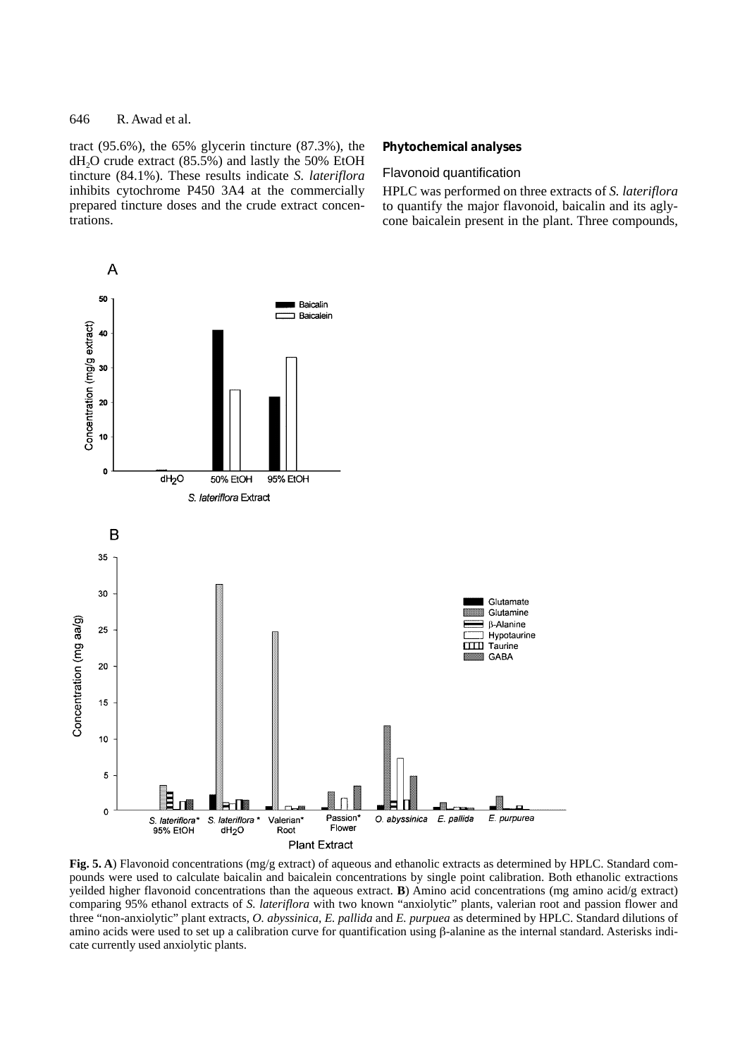tract (95.6%), the 65% glycerin tincture (87.3%), the $dH_2O$ crude extract (85.5%) and lastly the 50% EtOH tincture (84.1%). These results indicate *S. lateriflora* inhibits cytochrome P450 3A4 at the commercially prepared tincture doses and the crude extract concentrations.

## Phytochemical analyses

### Flavonoid quantification

HPLC was performed on three extracts of *S. lateriflora* to quantify the major flavonoid, baicalin and its aglycone baicalein present in the plant. Three compounds,

**Fig. 5. A**) Flavonoid concentrations (mg/g extract) of aqueous and ethanolic extracts as determined by HPLC. Standard compounds were used to calculate baicalin and baicalein concentrations by single point calibration. Both ethanolic extractions yeilded higher flavonoid concentrations than the aqueous extract. **B**) Amino acid concentrations (mg amino acid/g extract) comparing 95% ethanol extracts of *S. lateriflora* with two known "anxiolytic" plants, valerian root and passion flower and three "non-anxiolytic" plant extracts, *O. abyssinica*, *E. pallida* and *E. purpuea* as determined by HPLC. Standard dilutions of amino acids were used to set up a calibration curve for quantification using β-alanine as the internal standard. Asterisks indicate currently used anxiolytic plants.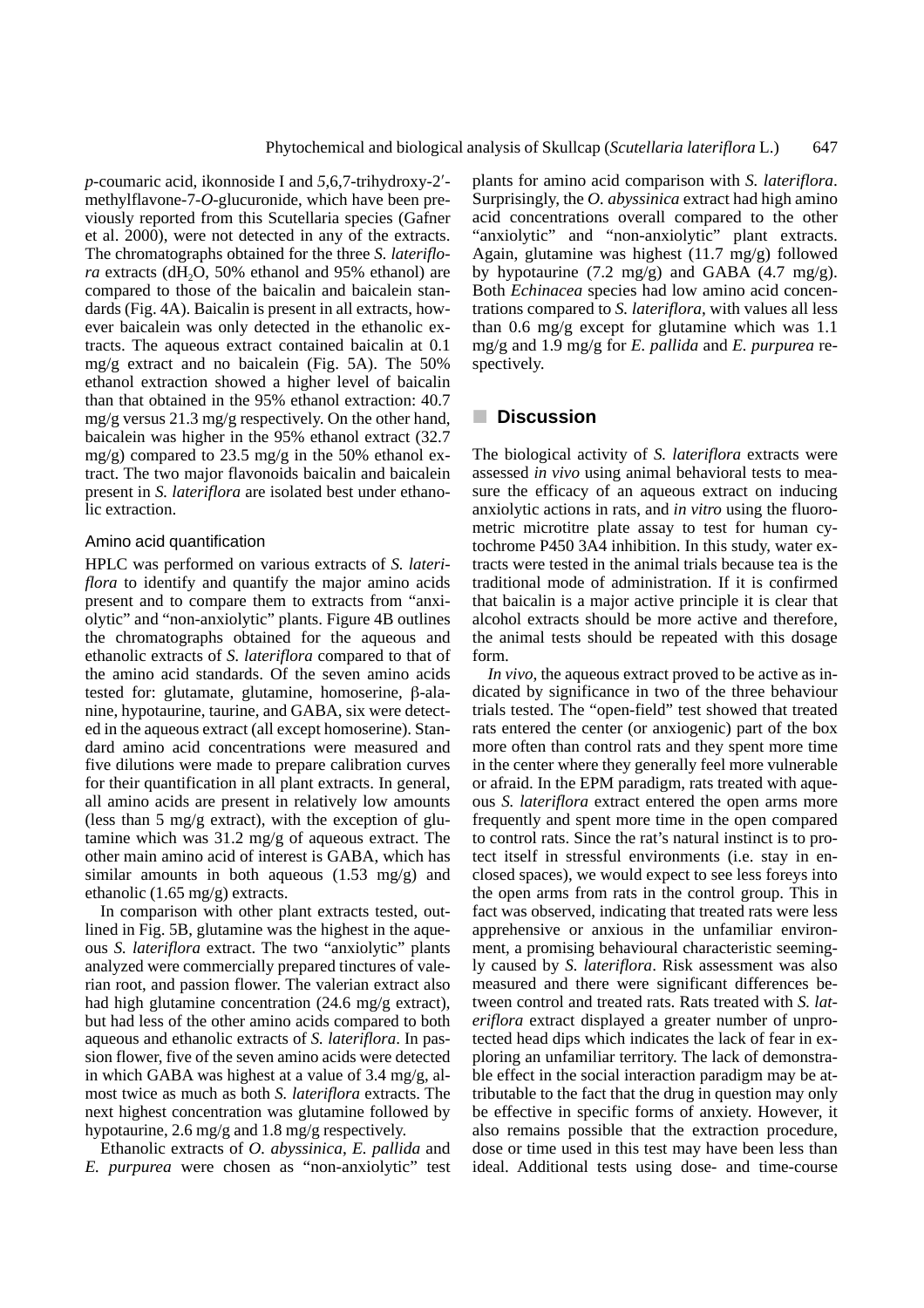*p*-coumaric acid, ikonnoside I and 5,6,7-trihydroxy-2′-methylflavone-7-*O*-glucuronide, which have been previously reported from this Scutellaria species (Gafner et al. 2000), were not detected in any of the extracts. The chromatographs obtained for the three *S. lateriflora* extracts ($dH_2O$, 50% ethanol and 95% ethanol) are compared to those of the baicalin and baicalein standards (Fig. 4A). Baicalin is present in all extracts, however baicalein was only detected in the ethanolic extracts. The aqueous extract contained baicalin at 0.1 mg/g extract and no baicalein (Fig. 5A). The 50% ethanol extraction showed a higher level of baicalin than that obtained in the 95% ethanol extraction: 40.7 mg/g versus 21.3 mg/g respectively. On the other hand, baicalein was higher in the 95% ethanol extract (32.7 mg/g) compared to 23.5 mg/g in the 50% ethanol extract. The two major flavonoids baicalin and baicalein present in *S. lateriflora* are isolated best under ethanolic extraction.

### Amino acid quantification

HPLC was performed on various extracts of *S. lateriflora* to identify and quantify the major amino acids present and to compare them to extracts from "anxiolytic" and "non-anxiolytic" plants. Figure 4B outlines the chromatographs obtained for the aqueous and ethanolic extracts of *S. lateriflora* compared to that of the amino acid standards. Of the seven amino acids tested for: glutamate, glutamine, homoserine, β-alanine, hypotaurine, taurine, and GABA, six were detected in the aqueous extract (all except homoserine). Standard amino acid concentrations were measured and five dilutions were made to prepare calibration curves for their quantification in all plant extracts. In general, all amino acids are present in relatively low amounts (less than 5 mg/g extract), with the exception of glutamine which was 31.2 mg/g of aqueous extract. The other main amino acid of interest is GABA, which has similar amounts in both aqueous (1.53 mg/g) and ethanolic (1.65 mg/g) extracts.

In comparison with other plant extracts tested, outlined in Fig. 5B, glutamine was the highest in the aqueous *S. lateriflora* extract. The two "anxiolytic" plants analyzed were commercially prepared tinctures of valerian root, and passion flower. The valerian extract also had high glutamine concentration (24.6 mg/g extract), but had less of the other amino acids compared to both aqueous and ethanolic extracts of *S. lateriflora*. In passion flower, five of the seven amino acids were detected in which GABA was highest at a value of 3.4 mg/g, almost twice as much as both *S. lateriflora* extracts. The next highest concentration was glutamine followed by hypotaurine, 2.6 mg/g and 1.8 mg/g respectively.

Ethanolic extracts of *O. abyssinica*, *E. pallida* and *E. purpurea* were chosen as "non-anxiolytic" test plants for amino acid comparison with *S. lateriflora*. Surprisingly, the *O. abyssinica* extract had high amino acid concentrations overall compared to the other "anxiolytic" and "non-anxiolytic" plant extracts. Again, glutamine was highest (11.7 mg/g) followed by hypotaurine (7.2 mg/g) and GABA (4.7 mg/g). Both *Echinacea* species had low amino acid concentrations compared to *S. lateriflora*, with values all less than 0.6 mg/g except for glutamine which was 1.1 mg/g and 1.9 mg/g for *E. pallida* and *E. purpurea* respectively.

## Discussion

The biological activity of *S. lateriflora* extracts were assessed *in vivo* using animal behavioral tests to measure the efficacy of an aqueous extract on inducing anxiolytic actions in rats, and *in vitro* using the fluorometric microtitre plate assay to test for human cytochrome P450 3A4 inhibition. In this study, water extracts were tested in the animal trials because tea is the traditional mode of administration. If it is confirmed that baicalin is a major active principle it is clear that alcohol extracts should be more active and therefore, the animal tests should be repeated with this dosage form.

*In vivo*, the aqueous extract proved to be active as indicated by significance in two of the three behaviour trials tested. The "open-field" test showed that treated rats entered the center (or anxiogenic) part of the box more often than control rats and they spent more time in the center where they generally feel more vulnerable or afraid. In the EPM paradigm, rats treated with aqueous *S. lateriflora* extract entered the open arms more frequently and spent more time in the open compared to control rats. Since the rat's natural instinct is to protect itself in stressful environments (i.e. stay in enclosed spaces), we would expect to see less foreys into the open arms from rats in the control group. This in fact was observed, indicating that treated rats were less apprehensive or anxious in the unfamiliar environment, a promising behavioural characteristic seemingly caused by *S. lateriflora*. Risk assessment was also measured and there were significant differences between control and treated rats. Rats treated with *S. lateriflora* extract displayed a greater number of unprotected head dips which indicates the lack of fear in exploring an unfamiliar territory. The lack of demonstrable effect in the social interaction paradigm may be attributable to the fact that the drug in question may only be effective in specific forms of anxiety. However, it also remains possible that the extraction procedure, dose or time used in this test may have been less than ideal. Additional tests using dose- and time-course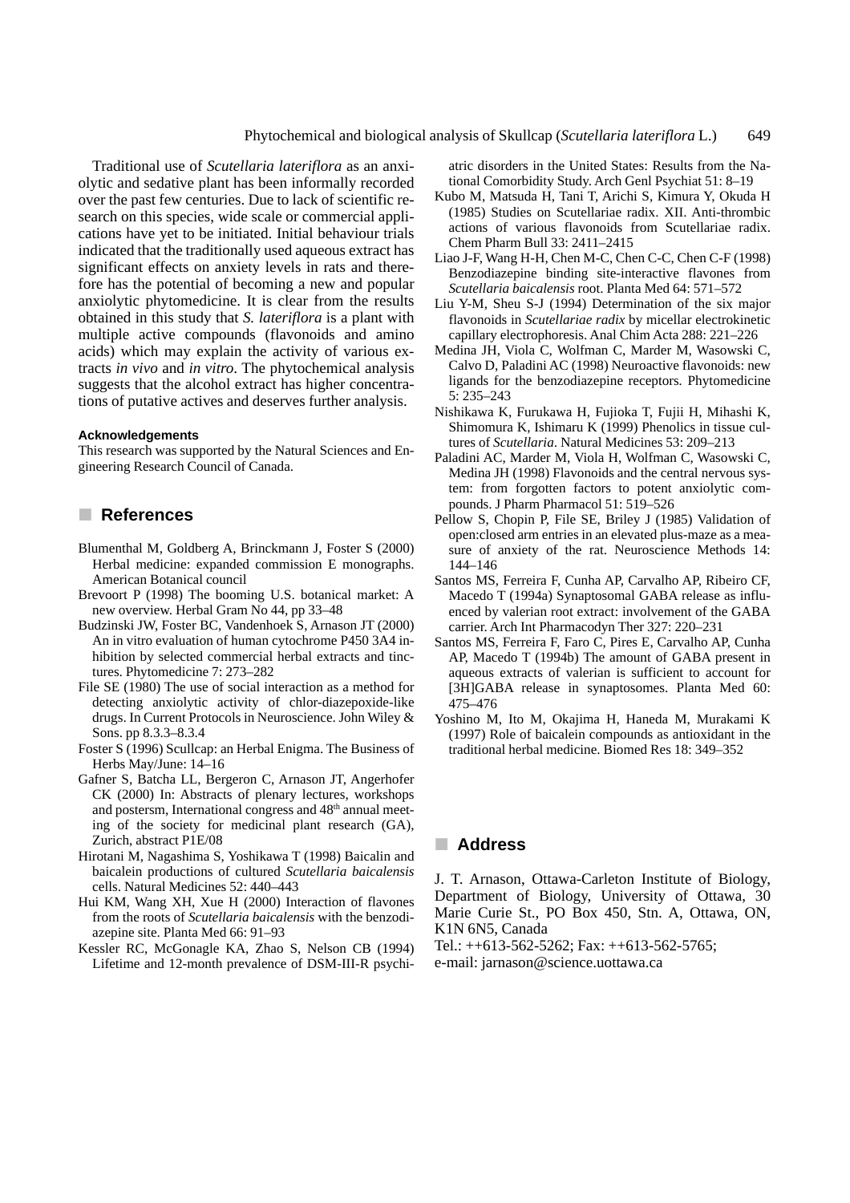Traditional use of *Scutellaria lateriflora* as an anxiolytic and sedative plant has been informally recorded over the past few centuries. Due to lack of scientific research on this species, wide scale or commercial applications have yet to be initiated. Initial behaviour trials indicated that the traditionally used aqueous extract has significant effects on anxiety levels in rats and therefore has the potential of becoming a new and popular anxiolytic phytomedicine. It is clear from the results obtained in this study that *S. lateriflora* is a plant with multiple active compounds (flavonoids and amino acids) which may explain the activity of various extracts *in vivo* and *in vitro*. The phytochemical analysis suggests that the alcohol extract has higher concentrations of putative actives and deserves further analysis.

#### Acknowledgements

This research was supported by the Natural Sciences and Engineering Research Council of Canada.

## References

Blumenthal M, Goldberg A, Brinckmann J, Foster S (2000) Herbal medicine: expanded commission E monographs. American Botanical council

Brevoort P (1998) The booming U.S. botanical market: A new overview. Herbal Gram No 44, pp 33–48

Budzinski JW, Foster BC, Vandenhoek S, Arnason JT (2000) An in vitro evaluation of human cytochrome P450 3A4 inhibition by selected commercial herbal extracts and tinctures. Phytomedicine 7: 273–282

File SE (1980) The use of social interaction as a method for detecting anxiolytic activity of chlor-diazepoxide-like drugs. In Current Protocols in Neuroscience. John Wiley & Sons. pp 8.3.3–8.3.4

Foster S (1996) Scullcap: an Herbal Enigma. The Business of Herbs May/June: 14–16

Gafner S, Batcha LL, Bergeron C, Arnason JT, Angerhofer CK (2000) In: Abstracts of plenary lectures, workshops and postersm, International congress and 48th annual meeting of the society for medicinal plant research (GA), Zurich, abstract P1E/08

Hirotani M, Nagashima S, Yoshikawa T (1998) Baicalin and baicalein productions of cultured *Scutellaria baicalensis* cells. Natural Medicines 52: 440–443

Hui KM, Wang XH, Xue H (2000) Interaction of flavones from the roots of *Scutellaria baicalensis* with the benzodiazepine site. Planta Med 66: 91–93

Kessler RC, McGonagle KA, Zhao S, Nelson CB (1994) Lifetime and 12-month prevalence of DSM-III-R psychiatric disorders in the United States: Results from the National Comorbidity Study. Arch Genl Psychiat 51: 8–19

Kubo M, Matsuda H, Tani T, Arichi S, Kimura Y, Okuda H (1985) Studies on Scutellariae radix. XII. Anti-thrombic actions of various flavonoids from Scutellariae radix. Chem Pharm Bull 33: 2411–2415

Liao J-F, Wang H-H, Chen M-C, Chen C-C, Chen C-F (1998) Benzodiazepine binding site-interactive flavones from *Scutellaria baicalensis* root. Planta Med 64: 571–572

Liu Y-M, Sheu S-J (1994) Determination of the six major flavonoids in *Scutellariae radix* by micellar electrokinetic capillary electrophoresis. Anal Chim Acta 288: 221–226

Medina JH, Viola C, Wolfman C, Marder M, Wasowski C, Calvo D, Paladini AC (1998) Neuroactive flavonoids: new ligands for the benzodiazepine receptors. Phytomedicine 5: 235–243

Nishikawa K, Furukawa H, Fujioka T, Fujii H, Mihashi K, Shimomura K, Ishimaru K (1999) Phenolics in tissue cultures of *Scutellaria*. Natural Medicines 53: 209–213

Paladini AC, Marder M, Viola H, Wolfman C, Wasowski C, Medina JH (1998) Flavonoids and the central nervous system: from forgotten factors to potent anxiolytic compounds. J Pharm Pharmacol 51: 519–526

Pellow S, Chopin P, File SE, Briley J (1985) Validation of open:closed arm entries in an elevated plus-maze as a measure of anxiety of the rat. Neuroscience Methods 14: 144–146

Santos MS, Ferreira F, Cunha AP, Carvalho AP, Ribeiro CF, Macedo T (1994a) Synaptosomal GABA release as influenced by valerian root extract: involvement of the GABA carrier. Arch Int Pharmacodyn Ther 327: 220–231

Santos MS, Ferreira F, Faro C, Pires E, Carvalho AP, Cunha AP, Macedo T (1994b) The amount of GABA present in aqueous extracts of valerian is sufficient to account for [3H]GABA release in synaptosomes. Planta Med 60: 475–476

Yoshino M, Ito M, Okajima H, Haneda M, Murakami K (1997) Role of baicalein compounds as antioxidant in the traditional herbal medicine. Biomed Res 18: 349–352

## Address

J. T. Arnason, Ottawa-Carleton Institute of Biology, Department of Biology, University of Ottawa, 30 Marie Curie St., PO Box 450, Stn. A, Ottawa, ON, K1N 6N5, Canada
Tel.: ++613-562-5262; Fax: ++613-562-5765;
e-mail: jarnason@science.uottawa.ca